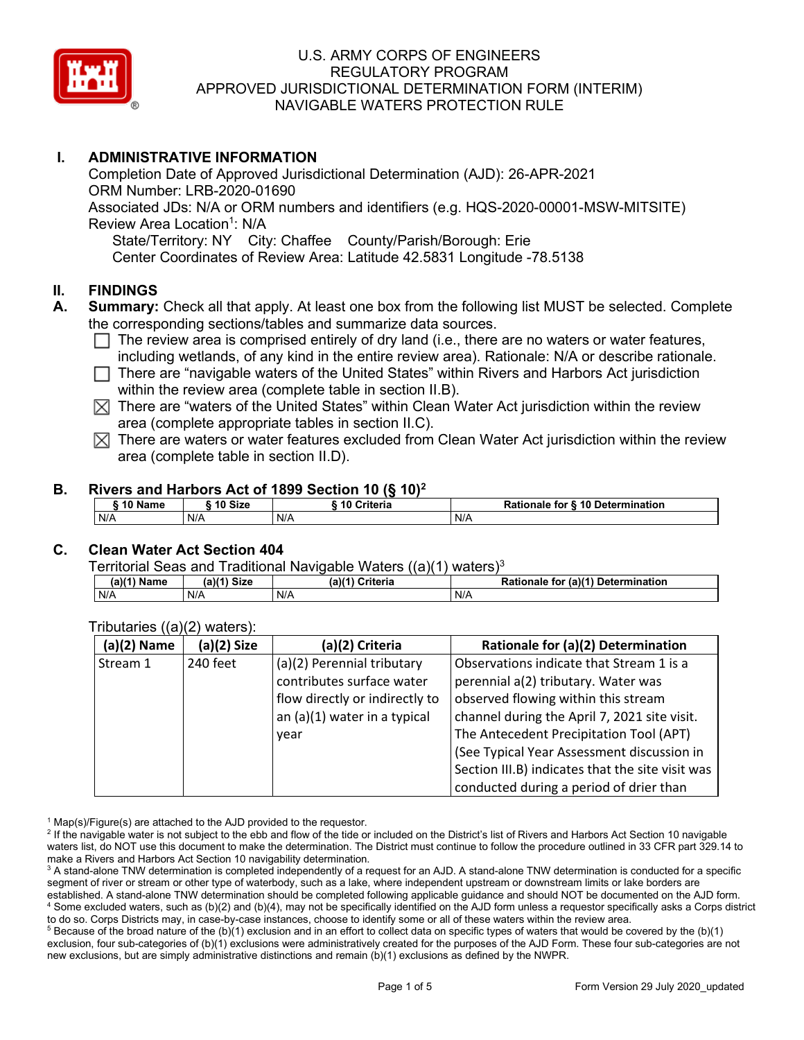# U.S. ARMY CORPS OF ENGINEERS
# REGULATORY PROGRAM
# APPROVED JURISDICTIONAL DETERMINATION FORM (INTERIM)
# NAVIGABLE WATERS PROTECTION RULE

## I. ADMINISTRATIVE INFORMATION

Completion Date of Approved Jurisdictional Determination (AJD): 26-APR-2021
ORM Number: LRB-2020-01690
Associated JDs: N/A or ORM numbers and identifiers (e.g. HQS-2020-00001-MSW-MITSITE)
Review Area Location[1]: N/A

State/Territory: NY  City: Chaffee  County/Parish/Borough: Erie
Center Coordinates of Review Area: Latitude 42.5831 Longitude -78.5138

## II. FINDINGS

**A. Summary:** Check all that apply. At least one box from the following list MUST be selected. Complete the corresponding sections/tables and summarize data sources.

- ☐ The review area is comprised entirely of dry land (i.e., there are no waters or water features, including wetlands, of any kind in the entire review area). Rationale: N/A or describe rationale.
- ☐ There are "navigable waters of the United States" within Rivers and Harbors Act jurisdiction within the review area (complete table in section II.B).
- ☒ There are "waters of the United States" within Clean Water Act jurisdiction within the review area (complete appropriate tables in section II.C).
- ☒ There are waters or water features excluded from Clean Water Act jurisdiction within the review area (complete table in section II.D).

**B. Rivers and Harbors Act of 1899 Section 10 (§ 10)[2]**

| § 10 Name | § 10 Size | § 10 Criteria | Rationale for § 10 Determination |
|---|---|---|---|
| N/A | N/A | N/A | N/A |

**C. Clean Water Act Section 404**

Territorial Seas and Traditional Navigable Waters ((a)(1) waters)[3]

| (a)(1) Name | (a)(1) Size | (a)(1) Criteria | Rationale for (a)(1) Determination |
|---|---|---|---|
| N/A | N/A | N/A | N/A |

Tributaries ((a)(2) waters):

| (a)(2) Name | (a)(2) Size | (a)(2) Criteria | Rationale for (a)(2) Determination |
|---|---|---|---|
| Stream 1 | 240 feet | (a)(2) Perennial tributary contributes surface water flow directly or indirectly to an (a)(1) water in a typical year | Observations indicate that Stream 1 is a perennial a(2) tributary. Water was observed flowing within this stream channel during the April 7, 2021 site visit. The Antecedent Precipitation Tool (APT) (See Typical Year Assessment discussion in Section III.B) indicates that the site visit was conducted during a period of drier than |

[1] Map(s)/Figure(s) are attached to the AJD provided to the requestor.
[2] If the navigable water is not subject to the ebb and flow of the tide or included on the District's list of Rivers and Harbors Act Section 10 navigable waters list, do NOT use this document to make the determination. The District must continue to follow the procedure outlined in 33 CFR part 329.14 to make a Rivers and Harbors Act Section 10 navigability determination.
[3] A stand-alone TNW determination is completed independently of a request for an AJD. A stand-alone TNW determination is conducted for a specific segment of river or stream or other type of waterbody, such as a lake, where independent upstream or downstream limits or lake borders are established. A stand-alone TNW determination should be completed following applicable guidance and should NOT be documented on the AJD form.
[4] Some excluded waters, such as (b)(2) and (b)(4), may not be specifically identified on the AJD form unless a requestor specifically asks a Corps district to do so. Corps Districts may, in case-by-case instances, choose to identify some or all of these waters within the review area.
[5] Because of the broad nature of the (b)(1) exclusion and in an effort to collect data on specific types of waters that would be covered by the (b)(1) exclusion, four sub-categories of (b)(1) exclusions were administratively created for the purposes of the AJD Form. These four sub-categories are not new exclusions, but are simply administrative distinctions and remain (b)(1) exclusions as defined by the NWPR.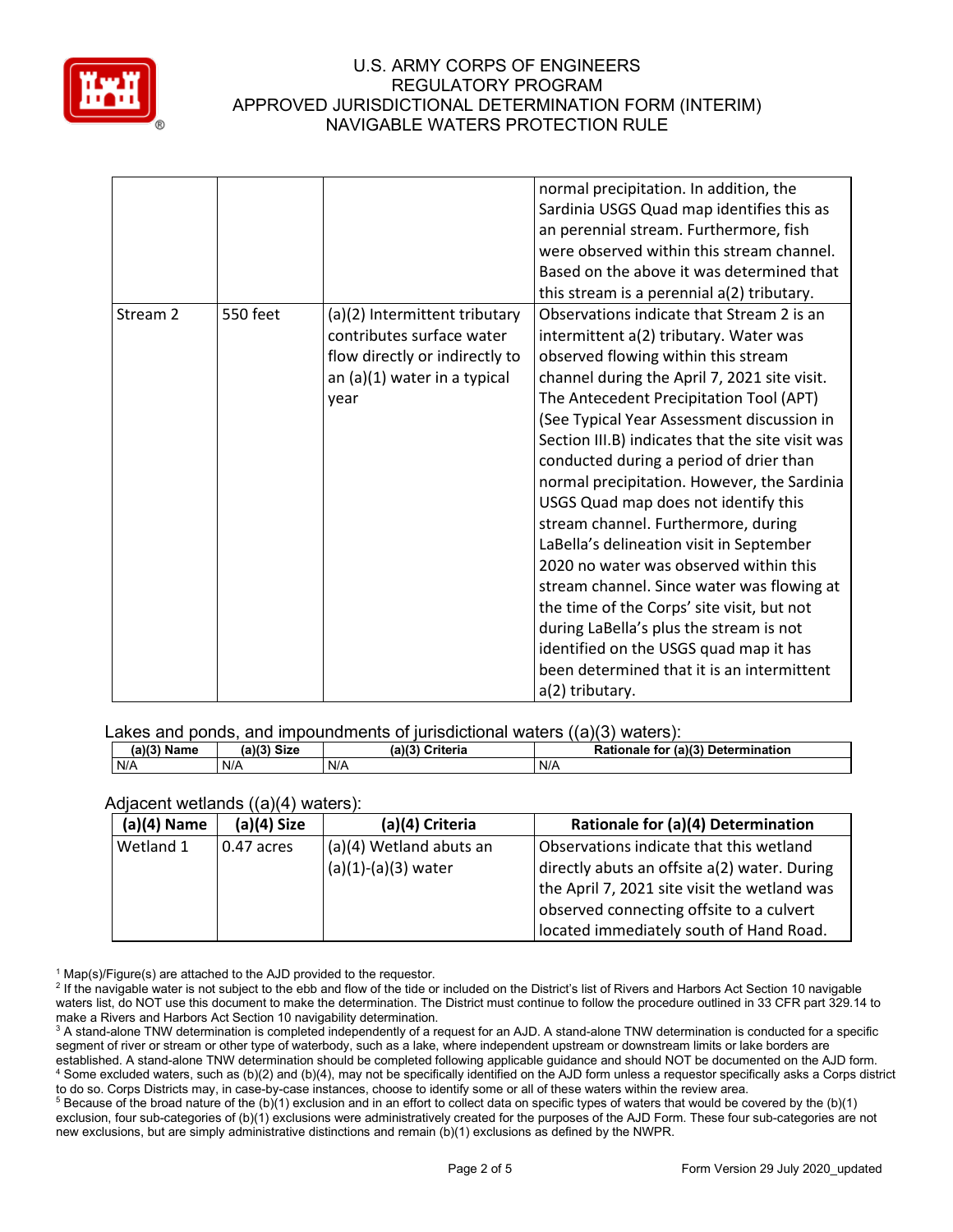| | | | normal precipitation. In addition, the Sardinia USGS Quad map identifies this as an perennial stream. Furthermore, fish were observed within this stream channel. Based on the above it was determined that this stream is a perennial a(2) tributary. |
|---|---|---|---|
| Stream 2 | 550 feet | (a)(2) Intermittent tributary contributes surface water flow directly or indirectly to an (a)(1) water in a typical year | Observations indicate that Stream 2 is an intermittent a(2) tributary. Water was observed flowing within this stream channel during the April 7, 2021 site visit. The Antecedent Precipitation Tool (APT) (See Typical Year Assessment discussion in Section III.B) indicates that the site visit was conducted during a period of drier than normal precipitation. However, the Sardinia USGS Quad map does not identify this stream channel. Furthermore, during LaBella's delineation visit in September 2020 no water was observed within this stream channel. Since water was flowing at the time of the Corps' site visit, but not during LaBella's plus the stream is not identified on the USGS quad map it has been determined that it is an intermittent a(2) tributary. |

Lakes and ponds, and impoundments of jurisdictional waters ((a)(3) waters):

| (a)(3) Name | (a)(3) Size | (a)(3) Criteria | Rationale for (a)(3) Determination |
|---|---|---|---|
| N/A | N/A | N/A | N/A |

Adjacent wetlands ((a)(4) waters):

| (a)(4) Name | (a)(4) Size | (a)(4) Criteria | Rationale for (a)(4) Determination |
|---|---|---|---|
| Wetland 1 | 0.47 acres | (a)(4) Wetland abuts an (a)(1)-(a)(3) water | Observations indicate that this wetland directly abuts an offsite a(2) water. During the April 7, 2021 site visit the wetland was observed connecting offsite to a culvert located immediately south of Hand Road. |

[1] Map(s)/Figure(s) are attached to the AJD provided to the requestor.
[2] If the navigable water is not subject to the ebb and flow of the tide or included on the District's list of Rivers and Harbors Act Section 10 navigable waters list, do NOT use this document to make the determination. The District must continue to follow the procedure outlined in 33 CFR part 329.14 to make a Rivers and Harbors Act Section 10 navigability determination.
[3] A stand-alone TNW determination is completed independently of a request for an AJD. A stand-alone TNW determination is conducted for a specific segment of river or stream or other type of waterbody, such as a lake, where independent upstream or downstream limits or lake borders are established. A stand-alone TNW determination should be completed following applicable guidance and should NOT be documented on the AJD form.
[4] Some excluded waters, such as (b)(2) and (b)(4), may not be specifically identified on the AJD form unless a requestor specifically asks a Corps district to do so. Corps Districts may, in case-by-case instances, choose to identify some or all of these waters within the review area.
[5] Because of the broad nature of the (b)(1) exclusion and in an effort to collect data on specific types of waters that would be covered by the (b)(1) exclusion, four sub-categories of (b)(1) exclusions were administratively created for the purposes of the AJD Form. These four sub-categories are not new exclusions, but are simply administrative distinctions and remain (b)(1) exclusions as defined by the NWPR.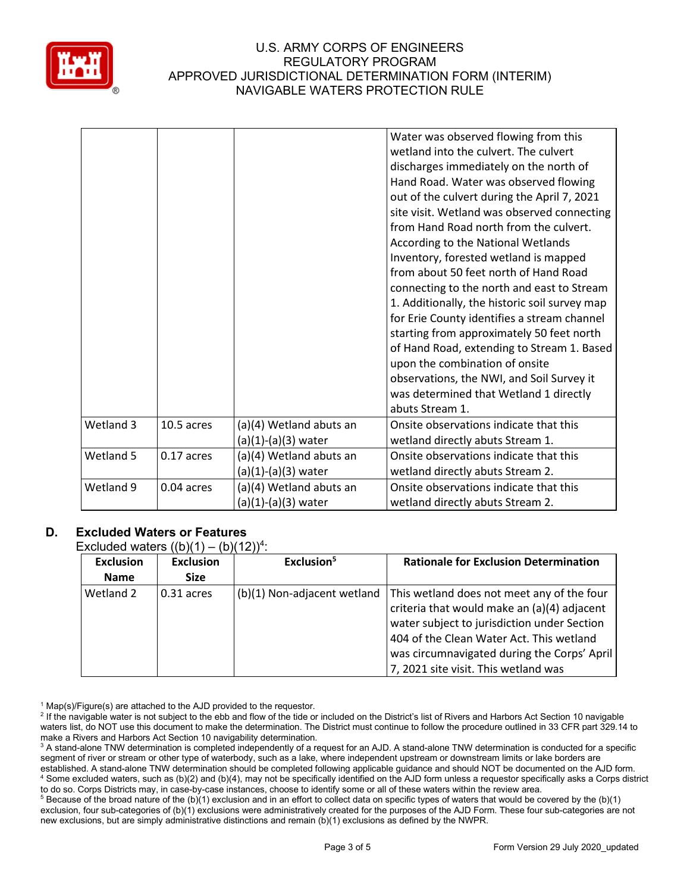| | | | |
|---|---|---|---|
| | | | Water was observed flowing from this wetland into the culvert. The culvert discharges immediately on the north of Hand Road. Water was observed flowing out of the culvert during the April 7, 2021 site visit. Wetland was observed connecting from Hand Road north from the culvert. According to the National Wetlands Inventory, forested wetland is mapped from about 50 feet north of Hand Road connecting to the north and east to Stream 1. Additionally, the historic soil survey map for Erie County identifies a stream channel starting from approximately 50 feet north of Hand Road, extending to Stream 1. Based upon the combination of onsite observations, the NWI, and Soil Survey it was determined that Wetland 1 directly abuts Stream 1. |
| Wetland 3 | 10.5 acres | (a)(4) Wetland abuts an (a)(1)-(a)(3) water | Onsite observations indicate that this wetland directly abuts Stream 1. |
| Wetland 5 | 0.17 acres | (a)(4) Wetland abuts an (a)(1)-(a)(3) water | Onsite observations indicate that this wetland directly abuts Stream 2. |
| Wetland 9 | 0.04 acres | (a)(4) Wetland abuts an (a)(1)-(a)(3) water | Onsite observations indicate that this wetland directly abuts Stream 2. |

## D. Excluded Waters or Features

Excluded waters ((b)(1) – (b)(12))[4]:

| Exclusion Name | Exclusion Size | Exclusion[5] | Rationale for Exclusion Determination |
|---|---|---|---|
| Wetland 2 | 0.31 acres | (b)(1) Non-adjacent wetland | This wetland does not meet any of the four criteria that would make an (a)(4) adjacent water subject to jurisdiction under Section 404 of the Clean Water Act. This wetland was circumnavigated during the Corps' April 7, 2021 site visit. This wetland was |

[1] Map(s)/Figure(s) are attached to the AJD provided to the requestor.

[2] If the navigable water is not subject to the ebb and flow of the tide or included on the District's list of Rivers and Harbors Act Section 10 navigable waters list, do NOT use this document to make the determination. The District must continue to follow the procedure outlined in 33 CFR part 329.14 to make a Rivers and Harbors Act Section 10 navigability determination.

[3] A stand-alone TNW determination is completed independently of a request for an AJD. A stand-alone TNW determination is conducted for a specific segment of river or stream or other type of waterbody, such as a lake, where independent upstream or downstream limits or lake borders are established. A stand-alone TNW determination should be completed following applicable guidance and should NOT be documented on the AJD form.

[4] Some excluded waters, such as (b)(2) and (b)(4), may not be specifically identified on the AJD form unless a requestor specifically asks a Corps district to do so. Corps Districts may, in case-by-case instances, choose to identify some or all of these waters within the review area.

[5] Because of the broad nature of the (b)(1) exclusion and in an effort to collect data on specific types of waters that would be covered by the (b)(1) exclusion, four sub-categories of (b)(1) exclusions were administratively created for the purposes of the AJD Form. These four sub-categories are not new exclusions, but are simply administrative distinctions and remain (b)(1) exclusions as defined by the NWPR.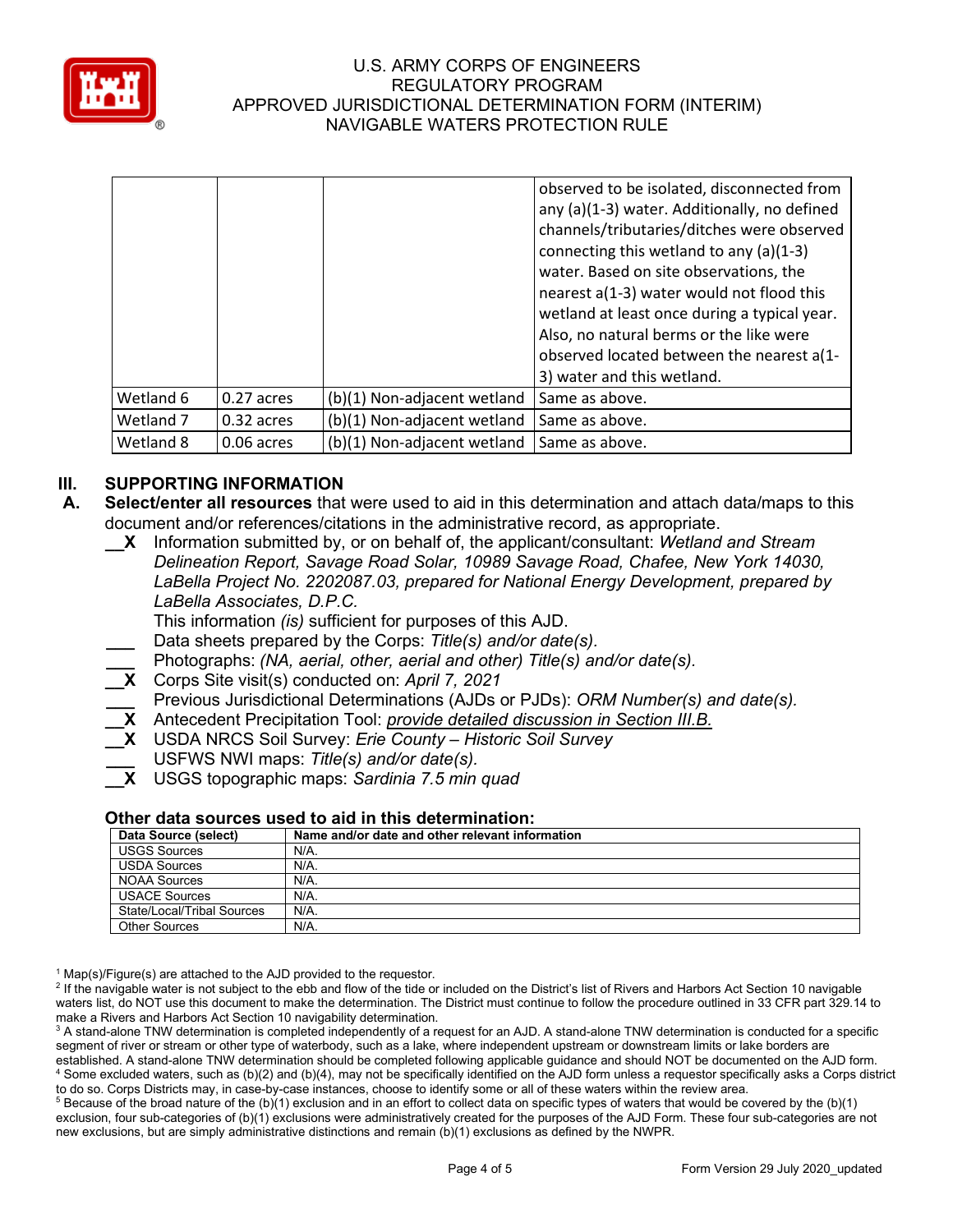| | | | |
|---|---|---|---|
| | | | observed to be isolated, disconnected from any (a)(1-3) water. Additionally, no defined channels/tributaries/ditches were observed connecting this wetland to any (a)(1-3) water. Based on site observations, the nearest a(1-3) water would not flood this wetland at least once during a typical year. Also, no natural berms or the like were observed located between the nearest a(1-3) water and this wetland. |
| Wetland 6 | 0.27 acres | (b)(1) Non-adjacent wetland | Same as above. |
| Wetland 7 | 0.32 acres | (b)(1) Non-adjacent wetland | Same as above. |
| Wetland 8 | 0.06 acres | (b)(1) Non-adjacent wetland | Same as above. |

## III. SUPPORTING INFORMATION

**A. Select/enter all resources** that were used to aid in this determination and attach data/maps to this document and/or references/citations in the administrative record, as appropriate.

__X Information submitted by, or on behalf of, the applicant/consultant: *Wetland and Stream Delineation Report, Savage Road Solar, 10989 Savage Road, Chafee, New York 14030, LaBella Project No. 2202087.03, prepared for National Energy Development, prepared by LaBella Associates, D.P.C.*
This information *(is)* sufficient for purposes of this AJD.

___ Data sheets prepared by the Corps: *Title(s) and/or date(s).*

___ Photographs: *(NA, aerial, other, aerial and other) Title(s) and/or date(s).*

__X Corps Site visit(s) conducted on: *April 7, 2021*

___ Previous Jurisdictional Determinations (AJDs or PJDs): *ORM Number(s) and date(s).*

__X Antecedent Precipitation Tool: *provide detailed discussion in Section III.B.*

__X USDA NRCS Soil Survey: *Erie County – Historic Soil Survey*

___ USFWS NWI maps: *Title(s) and/or date(s).*

__X USGS topographic maps: *Sardinia 7.5 min quad*

### Other data sources used to aid in this determination:

| Data Source (select) | Name and/or date and other relevant information |
|---|---|
| USGS Sources | N/A. |
| USDA Sources | N/A. |
| NOAA Sources | N/A. |
| USACE Sources | N/A. |
| State/Local/Tribal Sources | N/A. |
| Other Sources | N/A. |

[1] Map(s)/Figure(s) are attached to the AJD provided to the requestor.

[2] If the navigable water is not subject to the ebb and flow of the tide or included on the District's list of Rivers and Harbors Act Section 10 navigable waters list, do NOT use this document to make the determination. The District must continue to follow the procedure outlined in 33 CFR part 329.14 to make a Rivers and Harbors Act Section 10 navigability determination.

[3] A stand-alone TNW determination is completed independently of a request for an AJD. A stand-alone TNW determination is conducted for a specific segment of river or stream or other type of waterbody, such as a lake, where independent upstream or downstream limits or lake borders are established. A stand-alone TNW determination should be completed following applicable guidance and should NOT be documented on the AJD form.

[4] Some excluded waters, such as (b)(2) and (b)(4), may not be specifically identified on the AJD form unless a requestor specifically asks a Corps district to do so. Corps Districts may, in case-by-case instances, choose to identify some or all of these waters within the review area.

[5] Because of the broad nature of the (b)(1) exclusion and in an effort to collect data on specific types of waters that would be covered by the (b)(1) exclusion, four sub-categories of (b)(1) exclusions were administratively created for the purposes of the AJD Form. These four sub-categories are not new exclusions, but are simply administrative distinctions and remain (b)(1) exclusions as defined by the NWPR.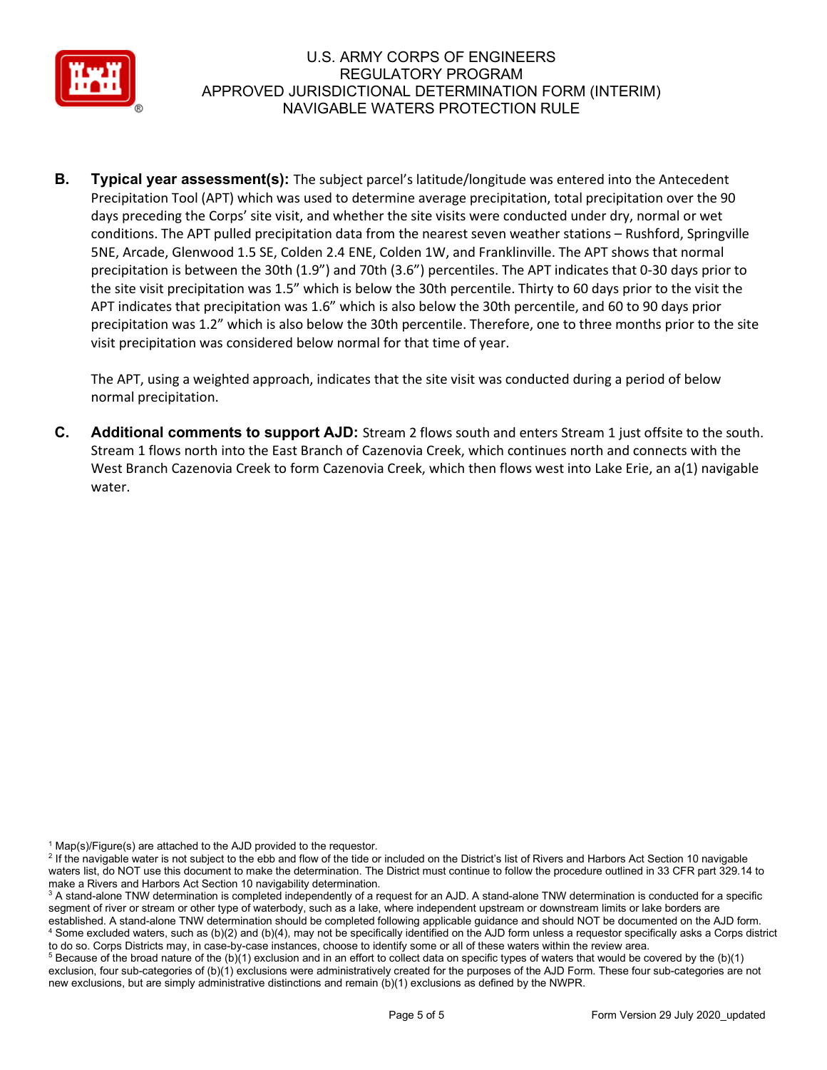**B. Typical year assessment(s):** The subject parcel's latitude/longitude was entered into the Antecedent Precipitation Tool (APT) which was used to determine average precipitation, total precipitation over the 90 days preceding the Corps' site visit, and whether the site visits were conducted under dry, normal or wet conditions. The APT pulled precipitation data from the nearest seven weather stations – Rushford, Springville 5NE, Arcade, Glenwood 1.5 SE, Colden 2.4 ENE, Colden 1W, and Franklinville. The APT shows that normal precipitation is between the 30th (1.9") and 70th (3.6") percentiles. The APT indicates that 0-30 days prior to the site visit precipitation was 1.5" which is below the 30th percentile. Thirty to 60 days prior to the visit the APT indicates that precipitation was 1.6" which is also below the 30th percentile, and 60 to 90 days prior precipitation was 1.2" which is also below the 30th percentile. Therefore, one to three months prior to the site visit precipitation was considered below normal for that time of year.

The APT, using a weighted approach, indicates that the site visit was conducted during a period of below normal precipitation.

**C. Additional comments to support AJD:** Stream 2 flows south and enters Stream 1 just offsite to the south. Stream 1 flows north into the East Branch of Cazenovia Creek, which continues north and connects with the West Branch Cazenovia Creek to form Cazenovia Creek, which then flows west into Lake Erie, an a(1) navigable water.

[1] Map(s)/Figure(s) are attached to the AJD provided to the requestor.
[2] If the navigable water is not subject to the ebb and flow of the tide or included on the District's list of Rivers and Harbors Act Section 10 navigable waters list, do NOT use this document to make the determination. The District must continue to follow the procedure outlined in 33 CFR part 329.14 to make a Rivers and Harbors Act Section 10 navigability determination.
[3] A stand-alone TNW determination is completed independently of a request for an AJD. A stand-alone TNW determination is conducted for a specific segment of river or stream or other type of waterbody, such as a lake, where independent upstream or downstream limits or lake borders are established. A stand-alone TNW determination should be completed following applicable guidance and should NOT be documented on the AJD form.
[4] Some excluded waters, such as (b)(2) and (b)(4), may not be specifically identified on the AJD form unless a requestor specifically asks a Corps district to do so. Corps Districts may, in case-by-case instances, choose to identify some or all of these waters within the review area.
[5] Because of the broad nature of the (b)(1) exclusion and in an effort to collect data on specific types of waters that would be covered by the (b)(1) exclusion, four sub-categories of (b)(1) exclusions were administratively created for the purposes of the AJD Form. These four sub-categories are not new exclusions, but are simply administrative distinctions and remain (b)(1) exclusions as defined by the NWPR.